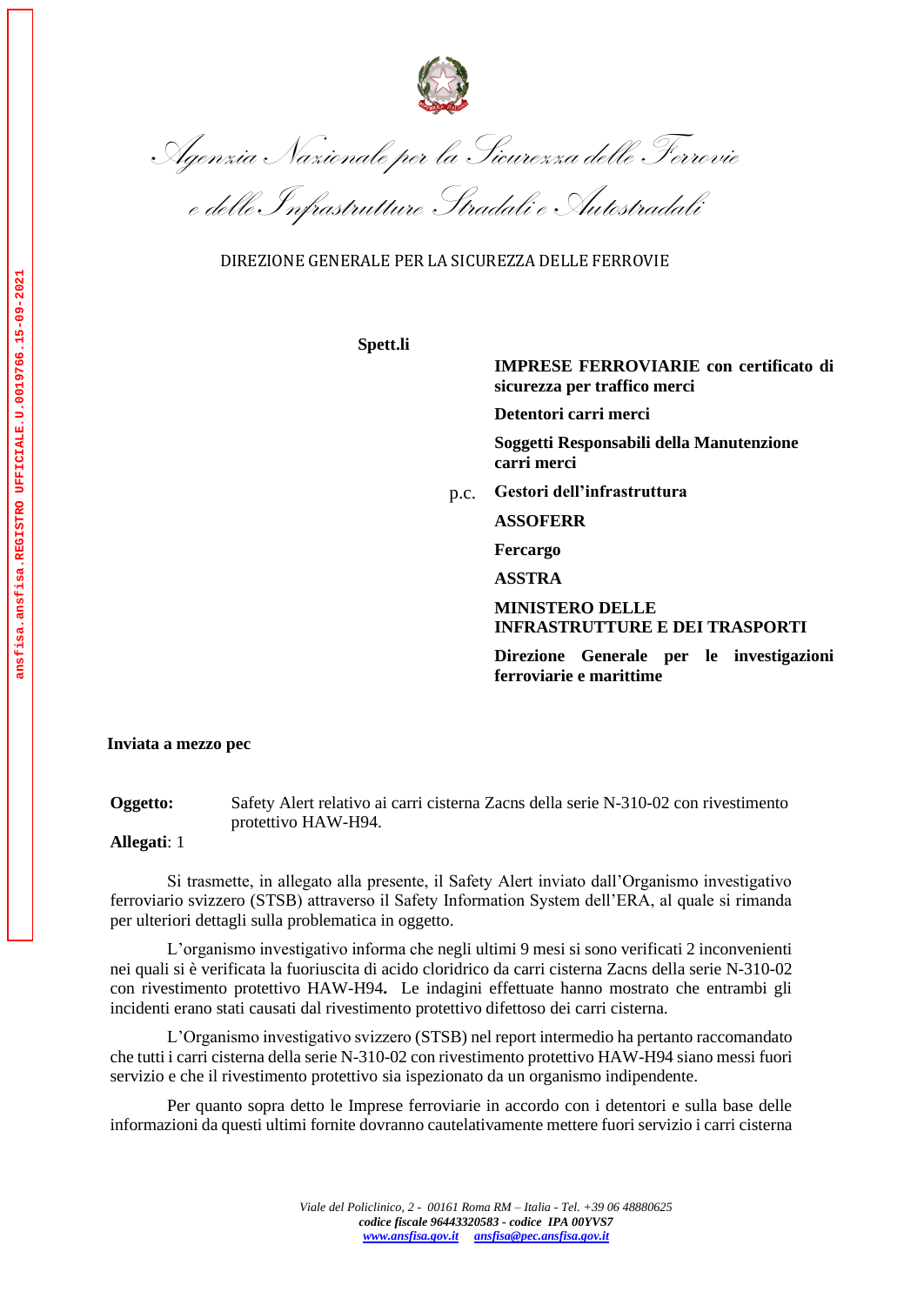Agenzia Nazionale per la Sicurezza delle Ferrovie e delle Infrastrutture Stradali e Autostradali

DIREZIONE GENERALE PER LA SICUREZZA DELLE FERROVIE

ansfisa.ansfisa.REGISTRO UFFICIALE.U.0019766.15-09-2021

**Spett.li**

**IMPRESE FERROVIARIE con certificato di sicurezza per traffico merci**

**Detentori carri merci**

**Soggetti Responsabili della Manutenzione carri merci**

p.c. **Gestori dell'infrastruttura**

**ASSOFERR**

**Fercargo**

**ASSTRA**

**MINISTERO DELLE INFRASTRUTTURE E DEI TRASPORTI**

**Direzione Generale per le investigazioni ferroviarie e marittime**

**Inviata a mezzo pec**

**Oggetto:** Safety Alert relativo ai carri cisterna Zacns della serie N-310-02 con rivestimento protettivo HAW-H94.

**Allegati**: 1

Si trasmette, in allegato alla presente, il Safety Alert inviato dall'Organismo investigativo ferroviario svizzero (STSB) attraverso il Safety Information System dell'ERA, al quale si rimanda per ulteriori dettagli sulla problematica in oggetto.

L'organismo investigativo informa che negli ultimi 9 mesi si sono verificati 2 inconvenienti nei quali si è verificata la fuoriuscita di acido cloridrico da carri cisterna Zacns della serie N-310-02 con rivestimento protettivo HAW-H94**.** Le indagini effettuate hanno mostrato che entrambi gli incidenti erano stati causati dal rivestimento protettivo difettoso dei carri cisterna.

L'Organismo investigativo svizzero (STSB) nel report intermedio ha pertanto raccomandato che tutti i carri cisterna della serie N-310-02 con rivestimento protettivo HAW-H94 siano messi fuori servizio e che il rivestimento protettivo sia ispezionato da un organismo indipendente.

Per quanto sopra detto le Imprese ferroviarie in accordo con i detentori e sulla base delle informazioni da questi ultimi fornite dovranno cautelativamente mettere fuori servizio i carri cisterna

*Viale del Policlinico, 2 - 00161 Roma RM – Italia - Tel. +39 06 48880625*
***codice fiscale 96443320583 - codice IPA 00YVS7***
***www.ansfisa.gov.it ansfisa@pec.ansfisa.gov.it***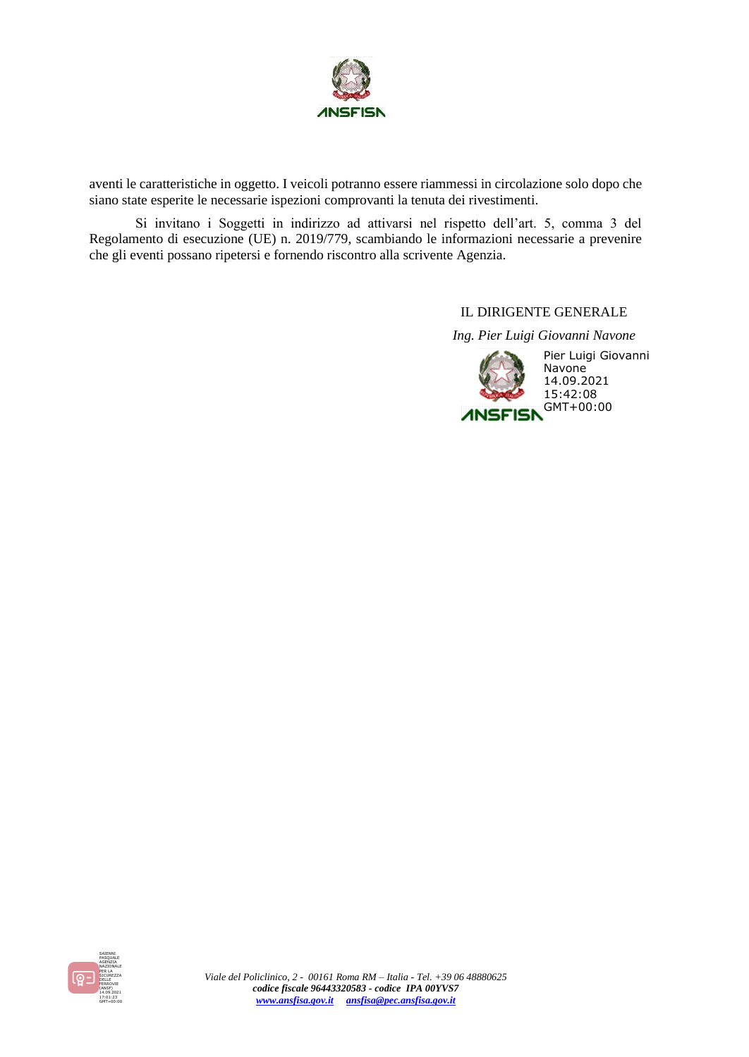aventi le caratteristiche in oggetto. I veicoli potranno essere riammessi in circolazione solo dopo che siano state esperite le necessarie ispezioni comprovanti la tenuta dei rivestimenti.

Si invitano i Soggetti in indirizzo ad attivarsi nel rispetto dell'art. 5, comma 3 del Regolamento di esecuzione (UE) n. 2019/779, scambiando le informazioni necessarie a prevenire che gli eventi possano ripetersi e fornendo riscontro alla scrivente Agenzia.

IL DIRIGENTE GENERALE

*Ing. Pier Luigi Giovanni Navone*

Pier Luigi Giovanni Navone
14.09.2021
15:42:08
GMT+00:00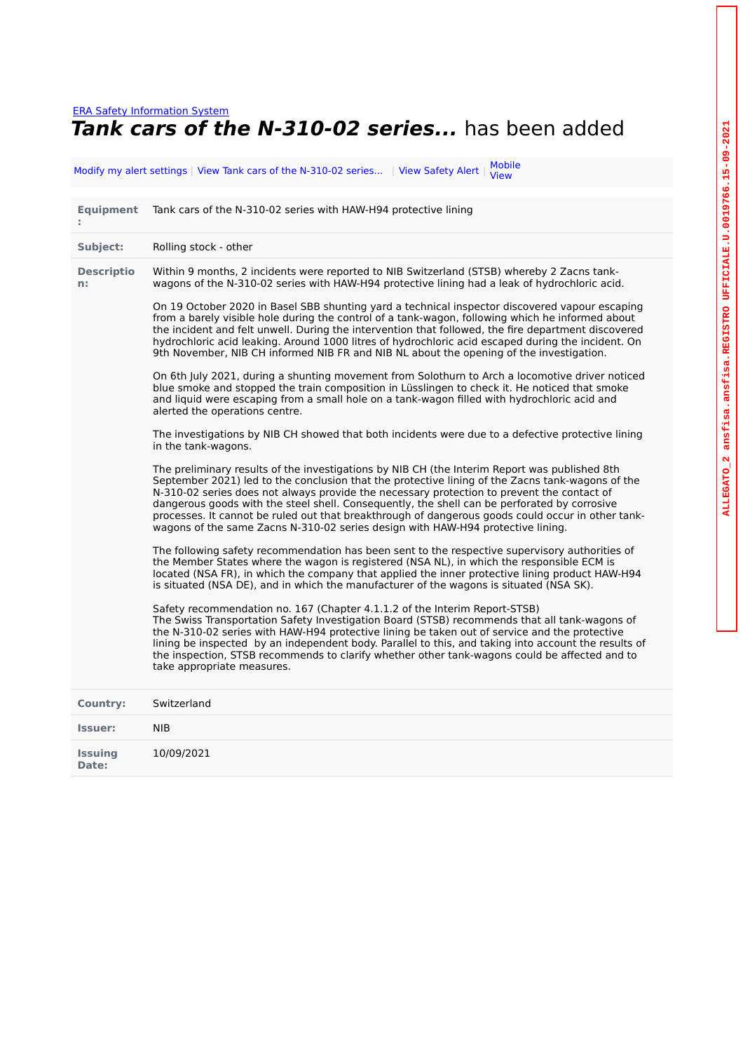[ERA Safety Information System]

# ***Tank cars of the N-310-02 series...*** has been added

Modify my alert settings | View Tank cars of the N-310-02 series... | View Safety Alert | Mobile View

| | |
|---|---|
| **Equipment:** | Tank cars of the N-310-02 series with HAW-H94 protective lining |
| **Subject:** | Rolling stock - other |
| **Description:** | Within 9 months, 2 incidents were reported to NIB Switzerland (STSB) whereby 2 Zacns tank-wagons of the N-310-02 series with HAW-H94 protective lining had a leak of hydrochloric acid.<br><br>On 19 October 2020 in Basel SBB shunting yard a technical inspector discovered vapour escaping from a barely visible hole during the control of a tank-wagon, following which he informed about the incident and felt unwell. During the intervention that followed, the fire department discovered hydrochloric acid leaking. Around 1000 litres of hydrochloric acid escaped during the incident. On 9th November, NIB CH informed NIB FR and NIB NL about the opening of the investigation.<br><br>On 6th July 2021, during a shunting movement from Solothurn to Arch a locomotive driver noticed blue smoke and stopped the train composition in Lüsslingen to check it. He noticed that smoke and liquid were escaping from a small hole on a tank-wagon filled with hydrochloric acid and alerted the operations centre.<br><br>The investigations by NIB CH showed that both incidents were due to a defective protective lining in the tank-wagons.<br><br>The preliminary results of the investigations by NIB CH (the Interim Report was published 8th September 2021) led to the conclusion that the protective lining of the Zacns tank-wagons of the N-310-02 series does not always provide the necessary protection to prevent the contact of dangerous goods with the steel shell. Consequently, the shell can be perforated by corrosive processes. It cannot be ruled out that breakthrough of dangerous goods could occur in other tank-wagons of the same Zacns N-310-02 series design with HAW-H94 protective lining.<br><br>The following safety recommendation has been sent to the respective supervisory authorities of the Member States where the wagon is registered (NSA NL), in which the responsible ECM is located (NSA FR), in which the company that applied the inner protective lining product HAW-H94 is situated (NSA DE), and in which the manufacturer of the wagons is situated (NSA SK).<br><br>Safety recommendation no. 167 (Chapter 4.1.1.2 of the Interim Report-STSB)<br>The Swiss Transportation Safety Investigation Board (STSB) recommends that all tank-wagons of the N-310-02 series with HAW-H94 protective lining be taken out of service and the protective lining be inspected by an independent body. Parallel to this, and taking into account the results of the inspection, STSB recommends to clarify whether other tank-wagons could be affected and to take appropriate measures. |
| **Country:** | Switzerland |
| **Issuer:** | NIB |
| **Issuing Date:** | 10/09/2021 |

ALLEGATO_2 ansfisa.ansfisa.REGISTRO UFFICIALE.U.0019766.15-09-2021